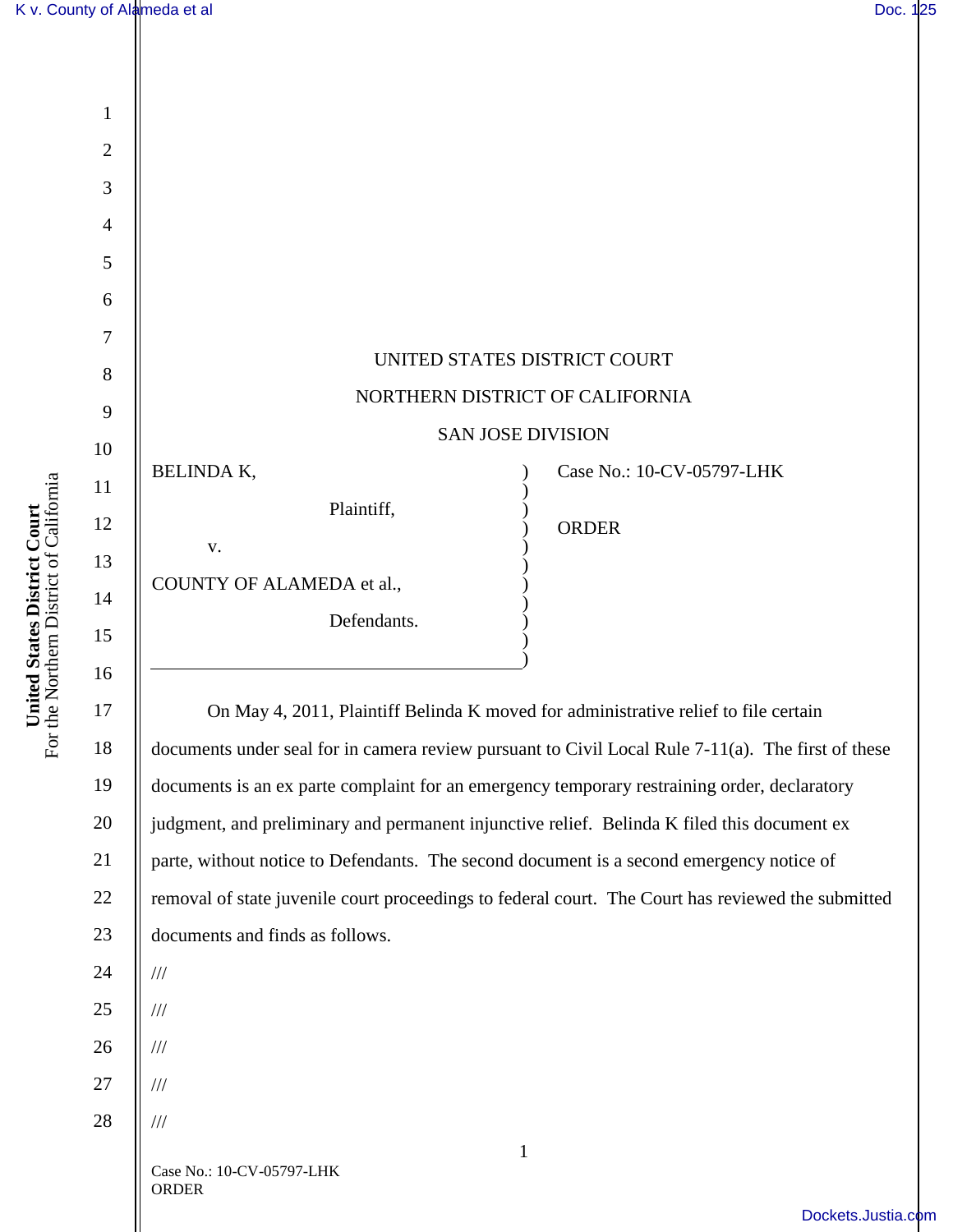UNITED STATES DISTRICT COURT

NORTHERN DISTRICT OF CALIFORNIA

SAN JOSE DIVISION

| | |
|---|---|
| BELINDA K,<br><br>Plaintiff,<br><br>v.<br><br>COUNTY OF ALAMEDA et al.,<br><br>Defendants. | Case No.: 10-CV-05797-LHK<br><br>ORDER |

On May 4, 2011, Plaintiff Belinda K moved for administrative relief to file certain documents under seal for in camera review pursuant to Civil Local Rule 7-11(a). The first of these documents is an ex parte complaint for an emergency temporary restraining order, declaratory judgment, and preliminary and permanent injunctive relief. Belinda K filed this document ex parte, without notice to Defendants. The second document is a second emergency notice of removal of state juvenile court proceedings to federal court. The Court has reviewed the submitted documents and finds as follows.

///

///

///

///

///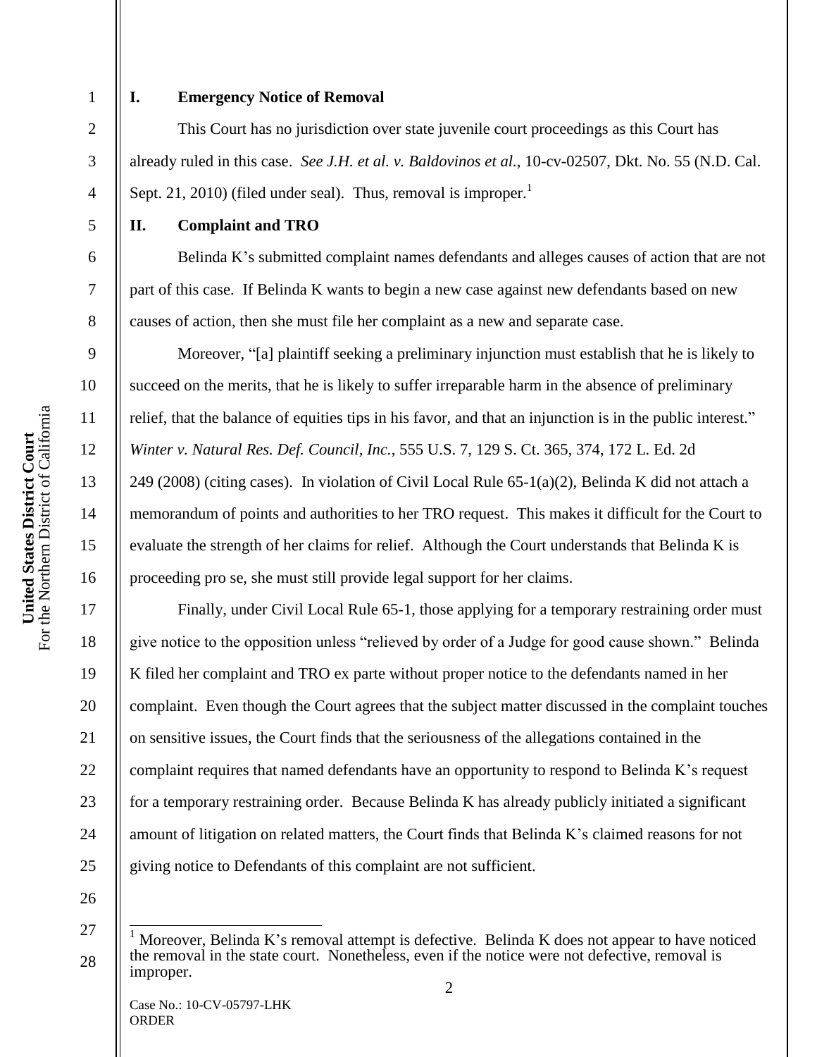## I. Emergency Notice of Removal

This Court has no jurisdiction over state juvenile court proceedings as this Court has already ruled in this case. *See J.H. et al. v. Baldovinos et al.*, 10-cv-02507, Dkt. No. 55 (N.D. Cal. Sept. 21, 2010) (filed under seal). Thus, removal is improper.[1]

## II. Complaint and TRO

Belinda K's submitted complaint names defendants and alleges causes of action that are not part of this case. If Belinda K wants to begin a new case against new defendants based on new causes of action, then she must file her complaint as a new and separate case.

Moreover, "[a] plaintiff seeking a preliminary injunction must establish that he is likely to succeed on the merits, that he is likely to suffer irreparable harm in the absence of preliminary relief, that the balance of equities tips in his favor, and that an injunction is in the public interest." *Winter v. Natural Res. Def. Council, Inc.*, 555 U.S. 7, 129 S. Ct. 365, 374, 172 L. Ed. 2d 249 (2008) (citing cases). In violation of Civil Local Rule 65-1(a)(2), Belinda K did not attach a memorandum of points and authorities to her TRO request. This makes it difficult for the Court to evaluate the strength of her claims for relief. Although the Court understands that Belinda K is proceeding pro se, she must still provide legal support for her claims.

Finally, under Civil Local Rule 65-1, those applying for a temporary restraining order must give notice to the opposition unless "relieved by order of a Judge for good cause shown." Belinda K filed her complaint and TRO ex parte without proper notice to the defendants named in her complaint. Even though the Court agrees that the subject matter discussed in the complaint touches on sensitive issues, the Court finds that the seriousness of the allegations contained in the complaint requires that named defendants have an opportunity to respond to Belinda K's request for a temporary restraining order. Because Belinda K has already publicly initiated a significant amount of litigation on related matters, the Court finds that Belinda K's claimed reasons for not giving notice to Defendants of this complaint are not sufficient.

---

[1] Moreover, Belinda K's removal attempt is defective. Belinda K does not appear to have noticed the removal in the state court. Nonetheless, even if the notice were not defective, removal is improper.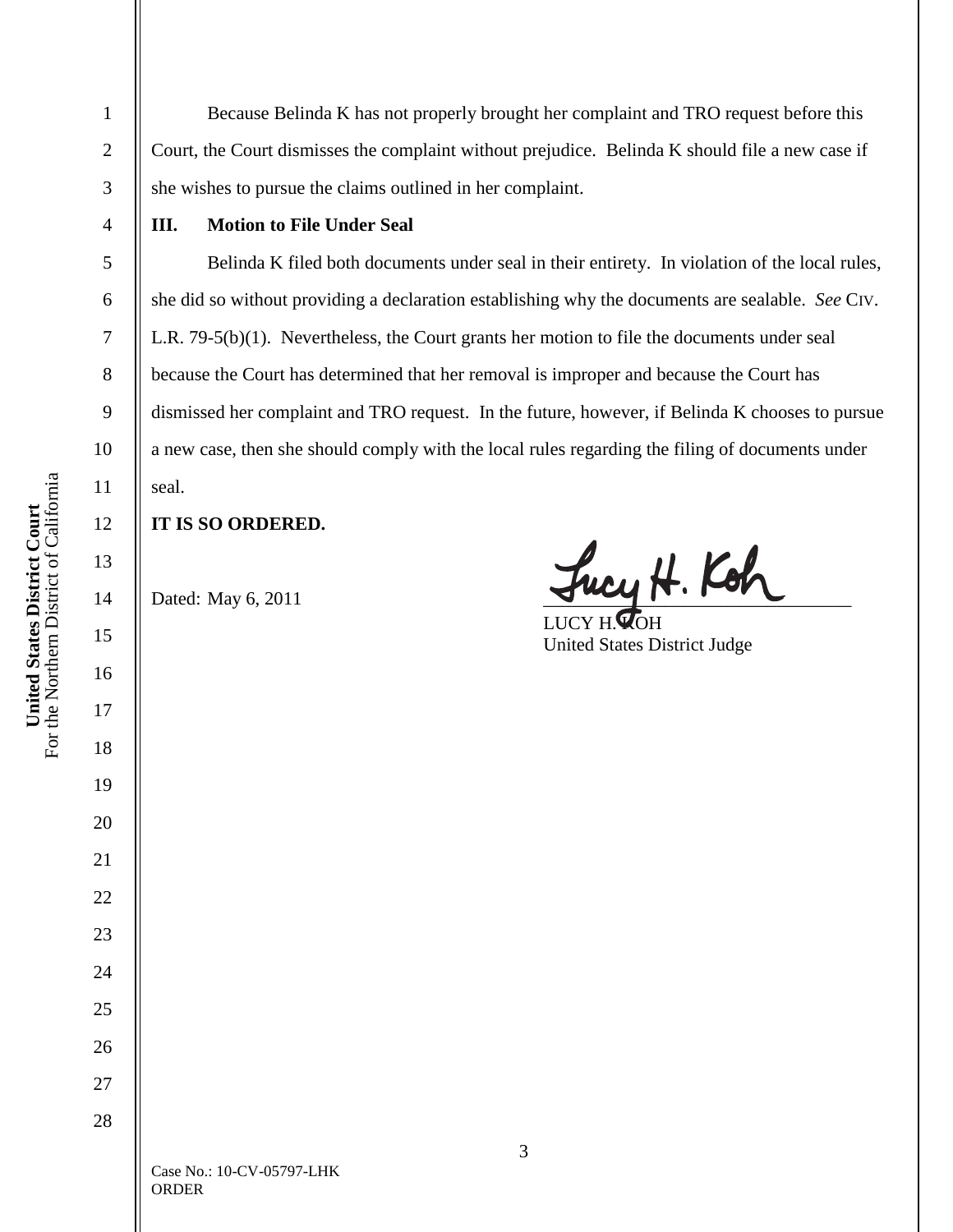Because Belinda K has not properly brought her complaint and TRO request before this Court, the Court dismisses the complaint without prejudice. Belinda K should file a new case if she wishes to pursue the claims outlined in her complaint.

### III. Motion to File Under Seal

Belinda K filed both documents under seal in their entirety. In violation of the local rules, she did so without providing a declaration establishing why the documents are sealable. *See* CIV. L.R. 79-5(b)(1). Nevertheless, the Court grants her motion to file the documents under seal because the Court has determined that her removal is improper and because the Court has dismissed her complaint and TRO request. In the future, however, if Belinda K chooses to pursue a new case, then she should comply with the local rules regarding the filing of documents under seal.

**IT IS SO ORDERED.**

Dated: May 6, 2011

LUCY H. KOH
United States District Judge

Case No.: 10-CV-05797-LHK
ORDER